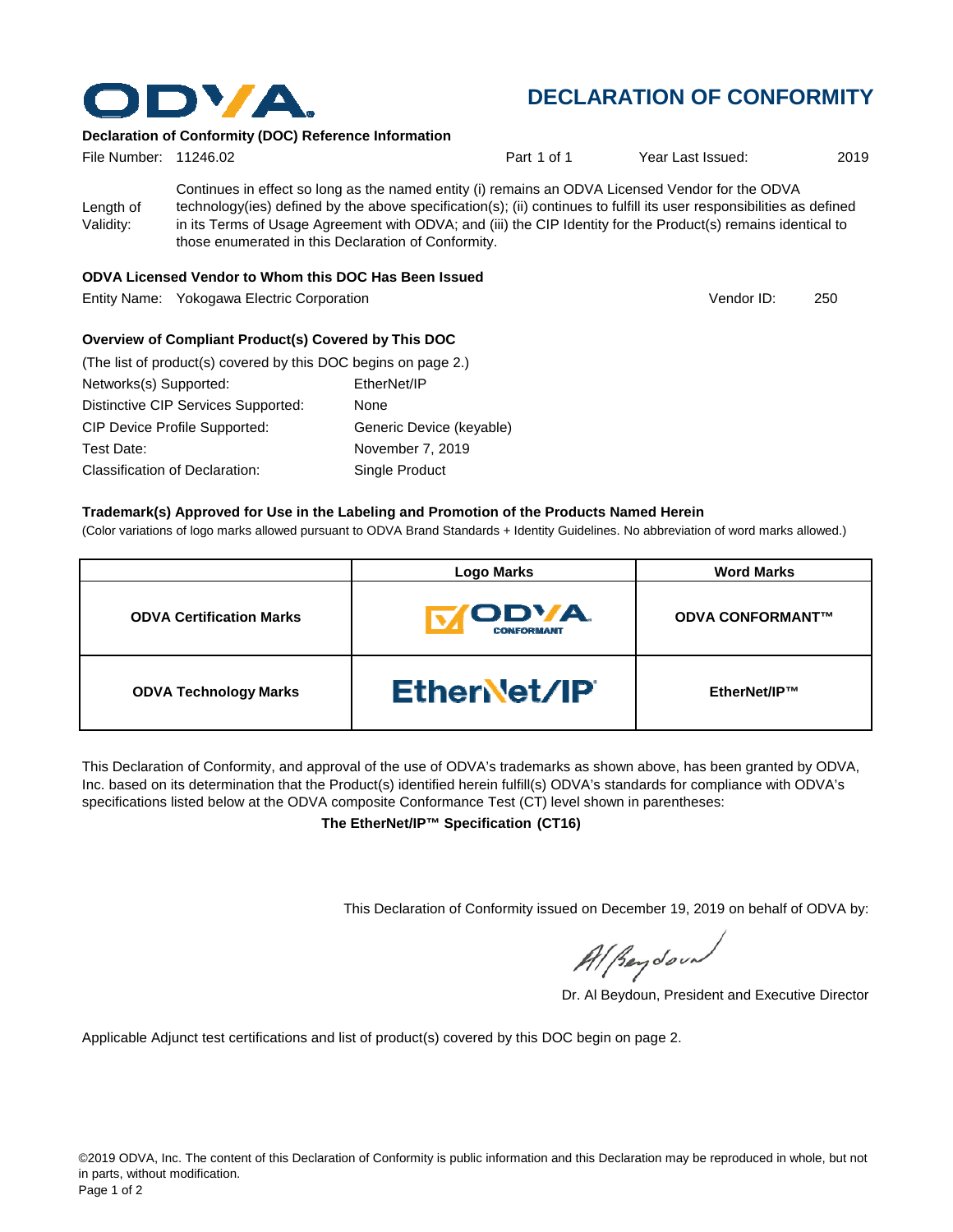ODVA

# DECLARATION OF CONFORMITY

**Declaration of Conformity (DOC) Reference Information**

File Number: 11246.02 | Part 1 of 1 | Year Last Issued: 2019

Length of Validity: Continues in effect so long as the named entity (i) remains an ODVA Licensed Vendor for the ODVA technology(ies) defined by the above specification(s); (ii) continues to fulfill its user responsibilities as defined in its Terms of Usage Agreement with ODVA; and (iii) the CIP Identity for the Product(s) remains identical to those enumerated in this Declaration of Conformity.

**ODVA Licensed Vendor to Whom this DOC Has Been Issued**

Entity Name: Yokogawa Electric Corporation | Vendor ID: 250

**Overview of Compliant Product(s) Covered by This DOC**

(The list of product(s) covered by this DOC begins on page 2.)

Networks(s) Supported: EtherNet/IP

Distinctive CIP Services Supported: None

CIP Device Profile Supported: Generic Device (keyable)

Test Date: November 7, 2019

Classification of Declaration: Single Product

**Trademark(s) Approved for Use in the Labeling and Promotion of the Products Named Herein**

(Color variations of logo marks allowed pursuant to ODVA Brand Standards + Identity Guidelines. No abbreviation of word marks allowed.)

| | Logo Marks | Word Marks |
|---|---|---|
| **ODVA Certification Marks** | ODVA CONFORMANT | **ODVA CONFORMANT™** |
| **ODVA Technology Marks** | EtherNet/IP | **EtherNet/IP™** |

This Declaration of Conformity, and approval of the use of ODVA's trademarks as shown above, has been granted by ODVA, Inc. based on its determination that the Product(s) identified herein fulfill(s) ODVA's standards for compliance with ODVA's specifications listed below at the ODVA composite Conformance Test (CT) level shown in parentheses:

**The EtherNet/IP™ Specification (CT16)**

This Declaration of Conformity issued on December 19, 2019 on behalf of ODVA by:

Dr. Al Beydoun, President and Executive Director

Applicable Adjunct test certifications and list of product(s) covered by this DOC begin on page 2.

©2019 ODVA, Inc. The content of this Declaration of Conformity is public information and this Declaration may be reproduced in whole, but not in parts, without modification.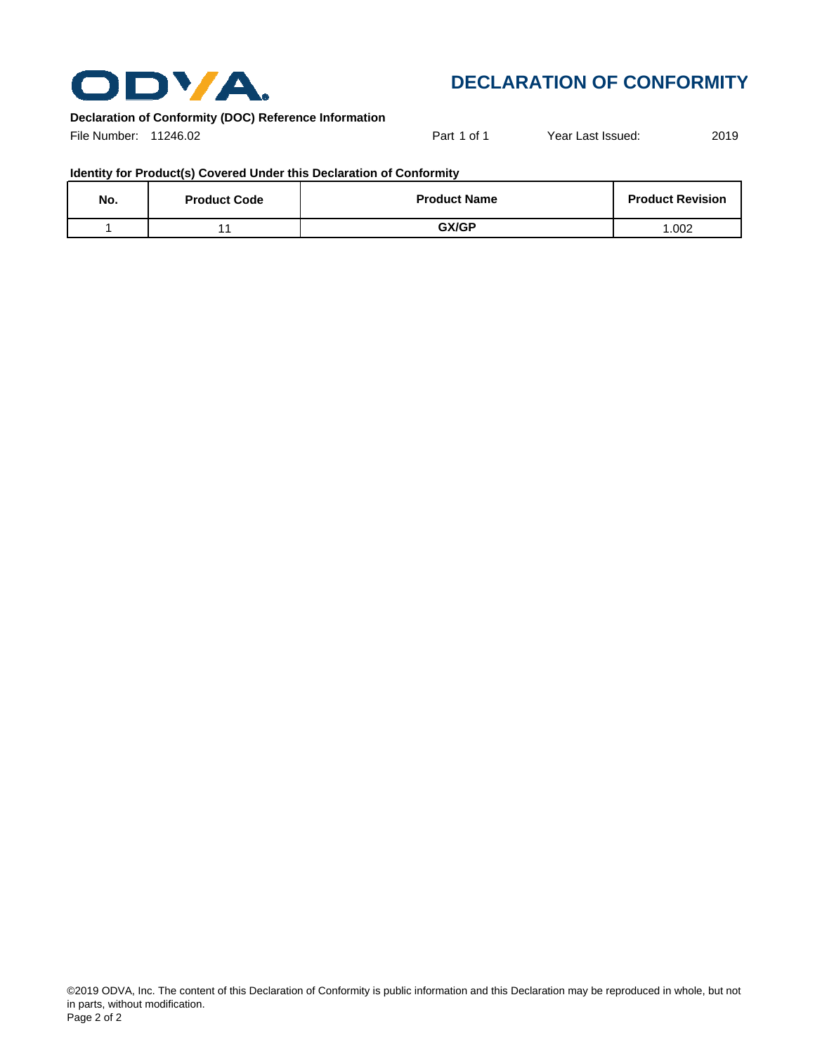# DECLARATION OF CONFORMITY

**Declaration of Conformity (DOC) Reference Information**

File Number: 11246.02 Part 1 of 1 Year Last Issued: 2019

**Identity for Product(s) Covered Under this Declaration of Conformity**

| No. | Product Code | Product Name | Product Revision |
|---|---|---|---|
| 1 | 11 | **GX/GP** | 1.002 |

©2019 ODVA, Inc. The content of this Declaration of Conformity is public information and this Declaration may be reproduced in whole, but not in parts, without modification.